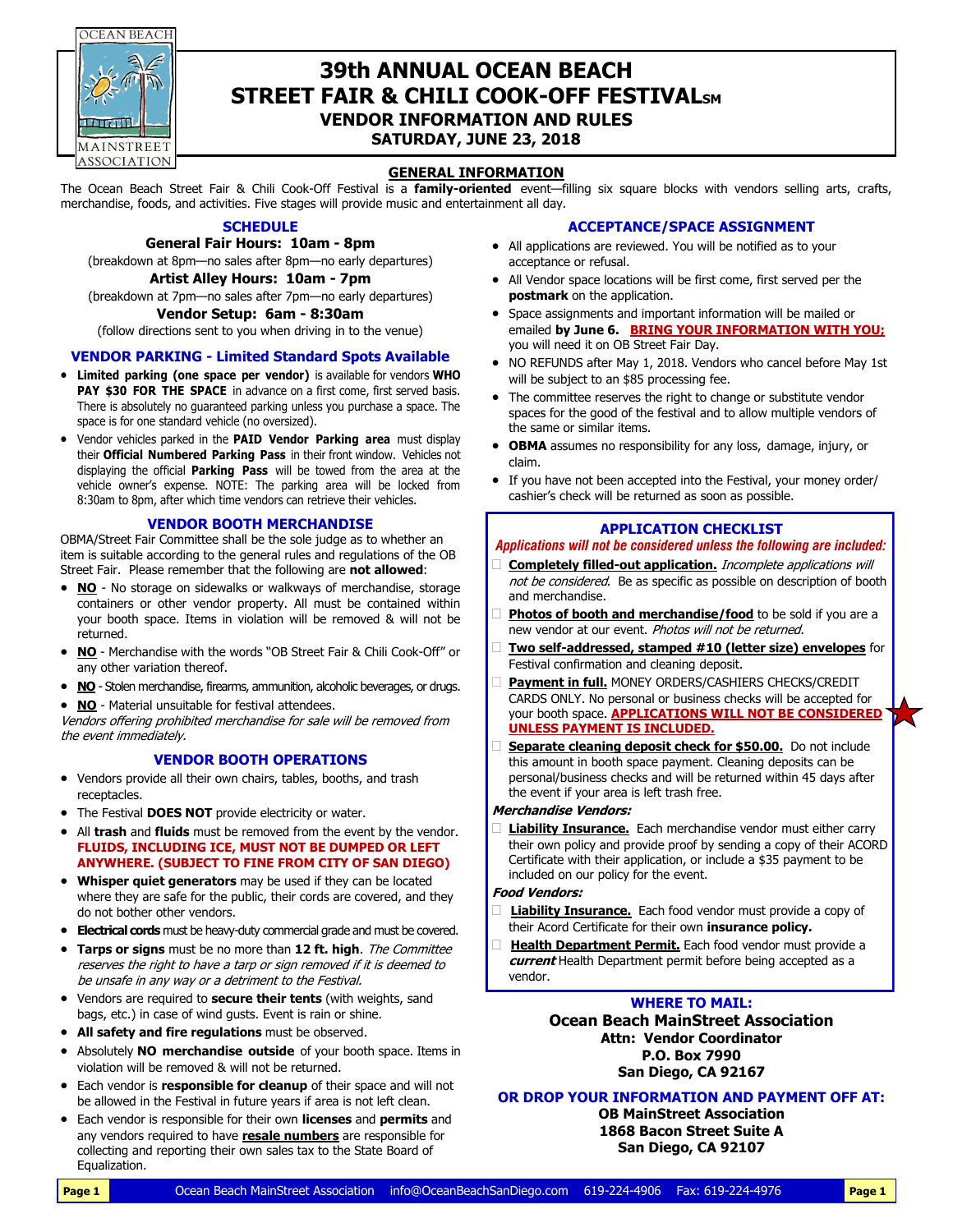# 39th ANNUAL OCEAN BEACH STREET FAIR & CHILI COOK-OFF FESTIVAL℠

## VENDOR INFORMATION AND RULES

### SATURDAY, JUNE 23, 2018

## GENERAL INFORMATION

The Ocean Beach Street Fair & Chili Cook-Off Festival is a **family-oriented** event—filling six square blocks with vendors selling arts, crafts, merchandise, foods, and activities. Five stages will provide music and entertainment all day.

### SCHEDULE

**General Fair Hours: 10am - 8pm**

(breakdown at 8pm—no sales after 8pm—no early departures)

**Artist Alley Hours: 10am - 7pm**

(breakdown at 7pm—no sales after 7pm—no early departures)

**Vendor Setup: 6am - 8:30am**

(follow directions sent to you when driving in to the venue)

### VENDOR PARKING - Limited Standard Spots Available

- **Limited parking (one space per vendor)** is available for vendors **WHO PAY $30 FOR THE SPACE** in advance on a first come, first served basis. There is absolutely no guaranteed parking unless you purchase a space. The space is for one standard vehicle (no oversized).
- Vendor vehicles parked in the **PAID Vendor Parking area** must display their **Official Numbered Parking Pass** in their front window. Vehicles not displaying the official **Parking Pass** will be towed from the area at the vehicle owner's expense. NOTE: The parking area will be locked from 8:30am to 8pm, after which time vendors can retrieve their vehicles.

### VENDOR BOOTH MERCHANDISE

OBMA/Street Fair Committee shall be the sole judge as to whether an item is suitable according to the general rules and regulations of the OB Street Fair. Please remember that the following are **not allowed**:

- **NO** - No storage on sidewalks or walkways of merchandise, storage containers or other vendor property. All must be contained within your booth space. Items in violation will be removed & will not be returned.
- **NO** - Merchandise with the words "OB Street Fair & Chili Cook-Off" or any other variation thereof.
- **NO** - Stolen merchandise, firearms, ammunition, alcoholic beverages, or drugs.
- **NO** - Material unsuitable for festival attendees.

*Vendors offering prohibited merchandise for sale will be removed from the event immediately.*

### VENDOR BOOTH OPERATIONS

- Vendors provide all their own chairs, tables, booths, and trash receptacles.
- The Festival **DOES NOT** provide electricity or water.
- All **trash** and **fluids** must be removed from the event by the vendor. **FLUIDS, INCLUDING ICE, MUST NOT BE DUMPED OR LEFT ANYWHERE. (SUBJECT TO FINE FROM CITY OF SAN DIEGO)**
- **Whisper quiet generators** may be used if they can be located where they are safe for the public, their cords are covered, and they do not bother other vendors.
- **Electrical cords** must be heavy-duty commercial grade and must be covered.
- **Tarps or signs** must be no more than **12 ft. high**. *The Committee reserves the right to have a tarp or sign removed if it is deemed to be unsafe in any way or a detriment to the Festival.*
- Vendors are required to **secure their tents** (with weights, sand bags, etc.) in case of wind gusts. Event is rain or shine.
- **All safety and fire regulations** must be observed.
- Absolutely **NO merchandise outside** of your booth space. Items in violation will be removed & will not be returned.
- Each vendor is **responsible for cleanup** of their space and will not be allowed in the Festival in future years if area is not left clean.
- Each vendor is responsible for their own **licenses** and **permits** and any vendors required to have **resale numbers** are responsible for collecting and reporting their own sales tax to the State Board of Equalization.

### ACCEPTANCE/SPACE ASSIGNMENT

- All applications are reviewed. You will be notified as to your acceptance or refusal.
- All Vendor space locations will be first come, first served per the **postmark** on the application.
- Space assignments and important information will be mailed or emailed **by June 6. BRING YOUR INFORMATION WITH YOU;** you will need it on OB Street Fair Day.
- NO REFUNDS after May 1, 2018. Vendors who cancel before May 1st will be subject to an $85 processing fee.
- The committee reserves the right to change or substitute vendor spaces for the good of the festival and to allow multiple vendors of the same or similar items.
- **OBMA** assumes no responsibility for any loss, damage, injury, or claim.
- If you have not been accepted into the Festival, your money order/ cashier's check will be returned as soon as possible.

### APPLICATION CHECKLIST

***Applications will not be considered unless the following are included:***

- ☐ **Completely filled-out application.** *Incomplete applications will not be considered.* Be as specific as possible on description of booth and merchandise.
- ☐ **Photos of booth and merchandise/food** to be sold if you are a new vendor at our event. *Photos will not be returned.*
- ☐ **Two self-addressed, stamped #10 (letter size) envelopes** for Festival confirmation and cleaning deposit.
- ☐ **Payment in full.** MONEY ORDERS/CASHIERS CHECKS/CREDIT CARDS ONLY. No personal or business checks will be accepted for your booth space. **APPLICATIONS WILL NOT BE CONSIDERED UNLESS PAYMENT IS INCLUDED.**
- ☐ **Separate cleaning deposit check for $50.00.** Do not include this amount in booth space payment. Cleaning deposits can be personal/business checks and will be returned within 45 days after the event if your area is left trash free.

***Merchandise Vendors:***

- ☐ **Liability Insurance.** Each merchandise vendor must either carry their own policy and provide proof by sending a copy of their ACORD Certificate with their application, or include a $35 payment to be included on our policy for the event.

***Food Vendors:***

- ☐ **Liability Insurance.** Each food vendor must provide a copy of their Acord Certificate for their own **insurance policy.**
- ☐ **Health Department Permit.** Each food vendor must provide a ***current*** Health Department permit before being accepted as a vendor.

### WHERE TO MAIL:

**Ocean Beach MainStreet Association**
**Attn: Vendor Coordinator**
**P.O. Box 7990**
**San Diego, CA 92167**

### OR DROP YOUR INFORMATION AND PAYMENT OFF AT:

**OB MainStreet Association**
**1868 Bacon Street Suite A**
**San Diego, CA 92107**

Ocean Beach MainStreet Association info@OceanBeachSanDiego.com 619-224-4906 Fax: 619-224-4976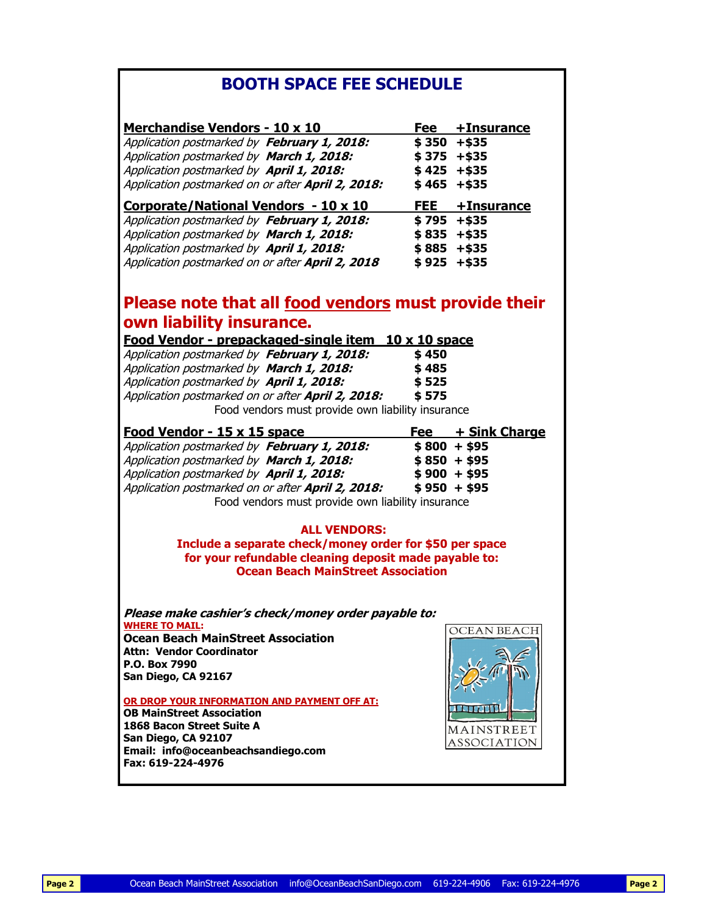# BOOTH SPACE FEE SCHEDULE

| Merchandise Vendors - 10 x 10 | Fee | +Insurance |
|---|---|---|
| *Application postmarked by* ***February 1, 2018:*** | $ 350 | +$35 |
| *Application postmarked by* ***March 1, 2018:*** | $ 375 | +$35 |
| *Application postmarked by* ***April 1, 2018:*** | $ 425 | +$35 |
| *Application postmarked on or after* ***April 2, 2018:*** | $ 465 | +$35 |

| Corporate/National Vendors - 10 x 10 | FEE | +Insurance |
|---|---|---|
| *Application postmarked by* ***February 1, 2018:*** | $ 795 | +$35 |
| *Application postmarked by* ***March 1, 2018:*** | $ 835 | +$35 |
| *Application postmarked by* ***April 1, 2018:*** | $ 885 | +$35 |
| *Application postmarked on or after* ***April 2, 2018*** | $ 925 | +$35 |

## Please note that all food vendors must provide their own liability insurance.

| Food Vendor - prepackaged-single item 10 x 10 space | |
|---|---|
| *Application postmarked by* ***February 1, 2018:*** | $ 450 |
| *Application postmarked by* ***March 1, 2018:*** | $ 485 |
| *Application postmarked by* ***April 1, 2018:*** | $ 525 |
| *Application postmarked on or after* ***April 2, 2018:*** | $ 575 |

Food vendors must provide own liability insurance

| Food Vendor - 15 x 15 space | Fee | + Sink Charge |
|---|---|---|
| *Application postmarked by* ***February 1, 2018:*** | $ 800 | + $95 |
| *Application postmarked by* ***March 1, 2018:*** | $ 850 | + $95 |
| *Application postmarked by* ***April 1, 2018:*** | $ 900 | + $95 |
| *Application postmarked on or after* ***April 2, 2018:*** | $ 950 | + $95 |

Food vendors must provide own liability insurance

**ALL VENDORS:**
**Include a separate check/money order for $50 per space for your refundable cleaning deposit made payable to: Ocean Beach MainStreet Association**

***Please make cashier's check/money order payable to:***

**WHERE TO MAIL:**
**Ocean Beach MainStreet Association**
**Attn: Vendor Coordinator**
**P.O. Box 7990**
**San Diego, CA 92167**

**OR DROP YOUR INFORMATION AND PAYMENT OFF AT:**
**OB MainStreet Association**
**1868 Bacon Street Suite A**
**San Diego, CA 92107**
**Email: info@oceanbeachsandiego.com**
**Fax: 619-224-4976**

OCEAN BEACH MAINSTREET ASSOCIATION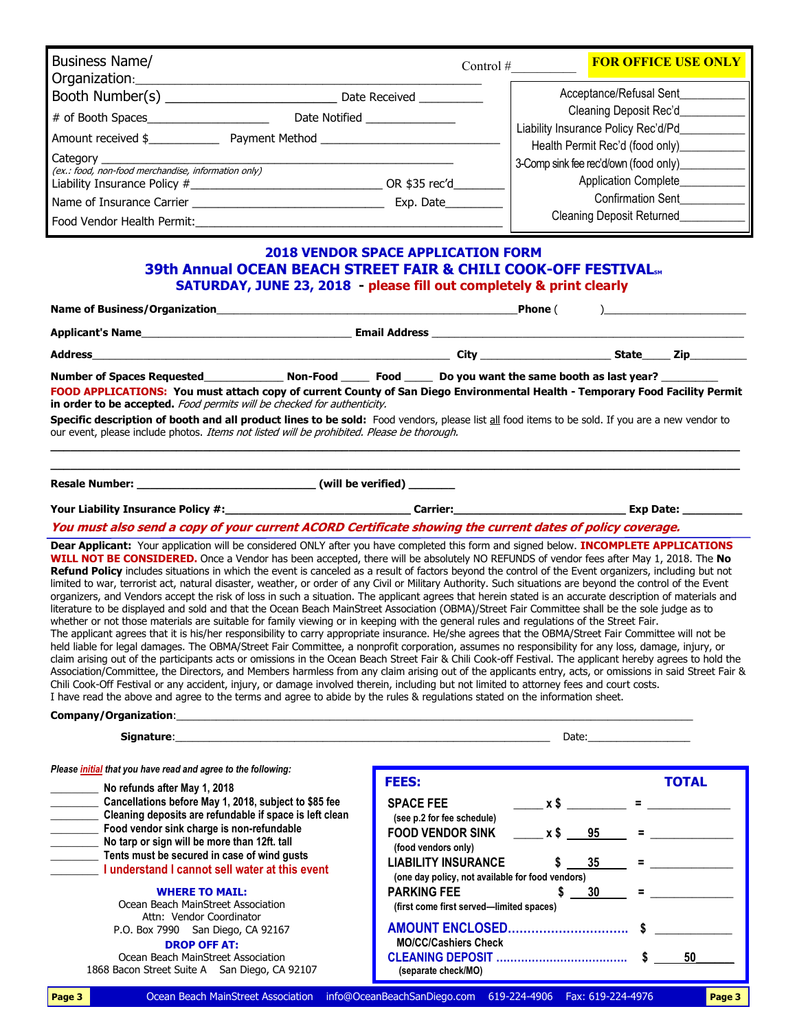| | | |
|---|---|---|
| Business Name/ Organization:_______________ | Control #__________ | **FOR OFFICE USE ONLY** |
| Booth Number(s) _______________ Date Received __________ | | Acceptance/Refusal Sent__________ |
| # of Booth Spaces__________ Date Notified __________ | | Cleaning Deposit Rec'd__________ |
| Amount received $__________ Payment Method __________ | | Liability Insurance Policy Rec'd/Pd__________ |
| Category __________ (ex.: food, non-food merchandise, information only) | | Health Permit Rec'd (food only)__________ |
| Liability Insurance Policy #__________ OR $35 rec'd__________ | | 3-Comp sink fee rec'd/own (food only)__________ |
| Name of Insurance Carrier __________ Exp. Date__________ | | Application Complete__________ |
| Food Vendor Health Permit:__________ | | Confirmation Sent__________ |
| | | Cleaning Deposit Returned__________ |

# 2018 VENDOR SPACE APPLICATION FORM

## 39th Annual OCEAN BEACH STREET FAIR & CHILI COOK-OFF FESTIVAL℠

### SATURDAY, JUNE 23, 2018 - please fill out completely & print clearly

**Name of Business/Organization**__________________________________**Phone** (      )__________________

**Applicant's Name**______________________ **Email Address** ______________________

**Address**______________________________ **City** ______________ **State**____ **Zip**________

**Number of Spaces Requested**__________ **Non-Food** _____ **Food** _____ **Do you want the same booth as last year?** _________

**FOOD APPLICATIONS: You must attach copy of current County of San Diego Environmental Health - Temporary Food Facility Permit in order to be accepted.** *Food permits will be checked for authenticity.*

**Specific description of booth and all product lines to be sold:** Food vendors, please list all food items to be sold. If you are a new vendor to our event, please include photos. *Items not listed will be prohibited. Please be thorough.*

______________________________________________________________________

______________________________________________________________________

**Resale Number:** ______________________ **(will be verified)** _______

**Your Liability Insurance Policy #:**______________________ **Carrier:**______________________ **Exp Date:** _________

***You must also send a copy of your current ACORD Certificate showing the current dates of policy coverage.***

**Dear Applicant:** Your application will be considered ONLY after you have completed this form and signed below. **INCOMPLETE APPLICATIONS WILL NOT BE CONSIDERED.** Once a Vendor has been accepted, there will be absolutely NO REFUNDS of vendor fees after May 1, 2018. The **No Refund Policy** includes situations in which the event is canceled as a result of factors beyond the control of the Event organizers, including but not limited to war, terrorist act, natural disaster, weather, or order of any Civil or Military Authority. Such situations are beyond the control of the Event organizers, and Vendors accept the risk of loss in such a situation. The applicant agrees that herein stated is an accurate description of materials and literature to be displayed and sold and that the Ocean Beach MainStreet Association (OBMA)/Street Fair Committee shall be the sole judge as to whether or not those materials are suitable for family viewing or in keeping with the general rules and regulations of the Street Fair.
The applicant agrees that it is his/her responsibility to carry appropriate insurance. He/she agrees that the OBMA/Street Fair Committee will not be held liable for legal damages. The OBMA/Street Fair Committee, a nonprofit corporation, assumes no responsibility for any loss, damage, injury, or claim arising out of the participants acts or omissions in the Ocean Beach Street Fair & Chili Cook-off Festival. The applicant hereby agrees to hold the Association/Committee, the Directors, and Members harmless from any claim arising out of the applicants entry, acts, or omissions in said Street Fair & Chili Cook-Off Festival or any accident, injury, or damage involved therein, including but not limited to attorney fees and court costs.
I have read the above and agree to the terms and agree to abide by the rules & regulations stated on the information sheet.

**Company/Organization**:______________________________________________

**Signature**:______________________________________ Date:______________

*Please initial that you have read and agree to the following:*

- ________ **No refunds after May 1, 2018**
- ________ **Cancellations before May 1, 2018, subject to $85 fee**
- ________ **Cleaning deposits are refundable if space is left clean**
- ________ **Food vendor sink charge is non-refundable**
- ________ **No tarp or sign will be more than 12ft. tall**
- ________ **Tents must be secured in case of wind gusts**
- ________ **I understand I cannot sell water at this event**

**WHERE TO MAIL:**
Ocean Beach MainStreet Association
Attn: Vendor Coordinator
P.O. Box 7990 San Diego, CA 92167

**DROP OFF AT:**
Ocean Beach MainStreet Association
1868 Bacon Street Suite A San Diego, CA 92107

| **FEES:** | | | **TOTAL** |
|---|---|---|---|
| **SPACE FEE** (see p.2 for fee schedule) | _____ x $ _______ | = | __________ |
| **FOOD VENDOR SINK** (food vendors only) | _____ x $ 95 | = | __________ |
| **LIABILITY INSURANCE** (one day policy, not available for food vendors) | $ 35 | = | __________ |
| **PARKING FEE** (first come first served—limited spaces) | $ 30 | = | __________ |
| **AMOUNT ENCLOSED**............ MO/CC/Cashiers Check | | | $ __________ |
| **CLEANING DEPOSIT**............ (separate check/MO) | | | $ 50 |

Ocean Beach MainStreet Association info@OceanBeachSanDiego.com 619-224-4906 Fax: 619-224-4976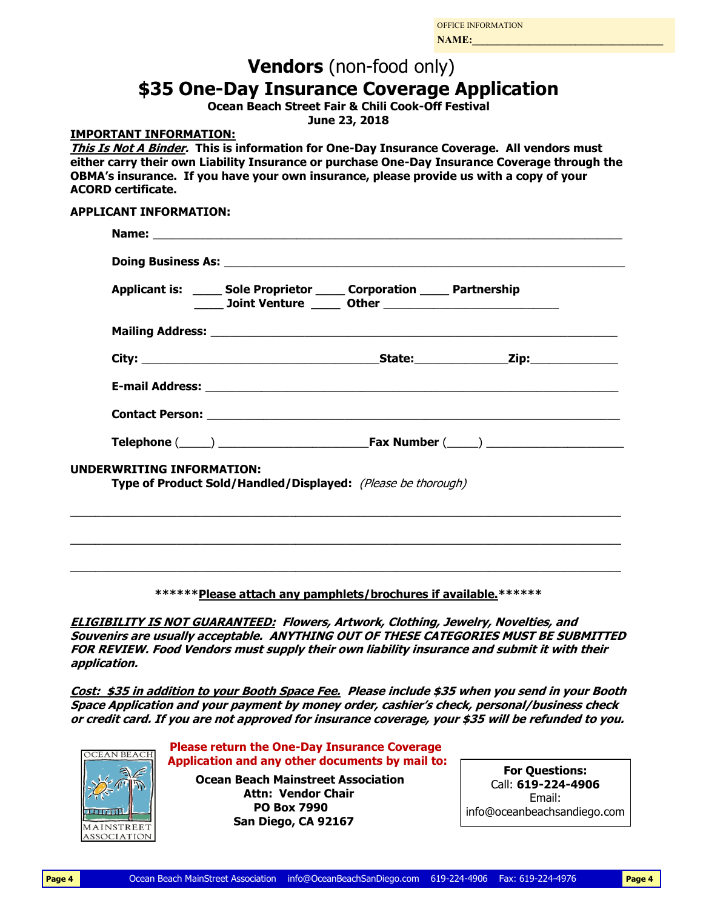OFFICE INFORMATION

NAME:___________________________________

# **Vendors** (non-food only)

# $35 One-Day Insurance Coverage Application

**Ocean Beach Street Fair & Chili Cook-Off Festival**

**June 23, 2018**

**IMPORTANT INFORMATION:**

***This Is Not A Binder.*** **This is information for One-Day Insurance Coverage. All vendors must either carry their own Liability Insurance or purchase One-Day Insurance Coverage through the OBMA's insurance. If you have your own insurance, please provide us with a copy of your ACORD certificate.**

**APPLICANT INFORMATION:**

**Name:** ______________________________________________________________________

**Doing Business As:** ________________________________________________________________

**Applicant is:** ____ **Sole Proprietor** ____ **Corporation** ____ **Partnership** ____ **Joint Venture** ____ **Other** ___________________________

**Mailing Address:** ______________________________________________________________

**City:** ___________________________________**State:**_____________**Zip:**_____________

**E-mail Address:** _______________________________________________________________

**Contact Person:** _______________________________________________________________

**Telephone** (_____) _____________________**Fax Number** (_____) ___________________

**UNDERWRITING INFORMATION:**

**Type of Product Sold/Handled/Displayed:** *(Please be thorough)*

___________________________________________________________________________________

___________________________________________________________________________________

___________________________________________________________________________________

**\*\*\*\*\*\*Please attach any pamphlets/brochures if available.\*\*\*\*\*\***

***ELIGIBILITY IS NOT GUARANTEED:* *Flowers, Artwork, Clothing, Jewelry, Novelties, and Souvenirs are usually acceptable. ANYTHING OUT OF THESE CATEGORIES MUST BE SUBMITTED FOR REVIEW. Food Vendors must supply their own liability insurance and submit it with their application.***

***Cost: $35 in addition to your Booth Space Fee.* *Please include $35 when you send in your Booth Space Application and your payment by money order, cashier's check, personal/business check or credit card. If you are not approved for insurance coverage, your $35 will be refunded to you.***

OCEAN BEACH MAINSTREET ASSOCIATION

**Please return the One-Day Insurance Coverage Application and any other documents by mail to:**

**Ocean Beach Mainstreet Association**
**Attn: Vendor Chair**
**PO Box 7990**
**San Diego, CA 92167**

**For Questions:**
Call: **619-224-4906**
Email:
info@oceanbeachsandiego.com